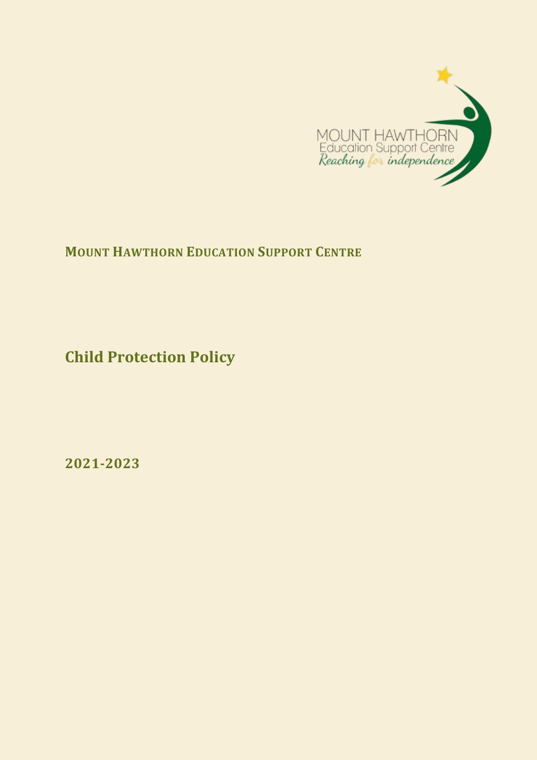# Mount Hawthorn Education Support Centre

## Child Protection Policy

## 2021-2023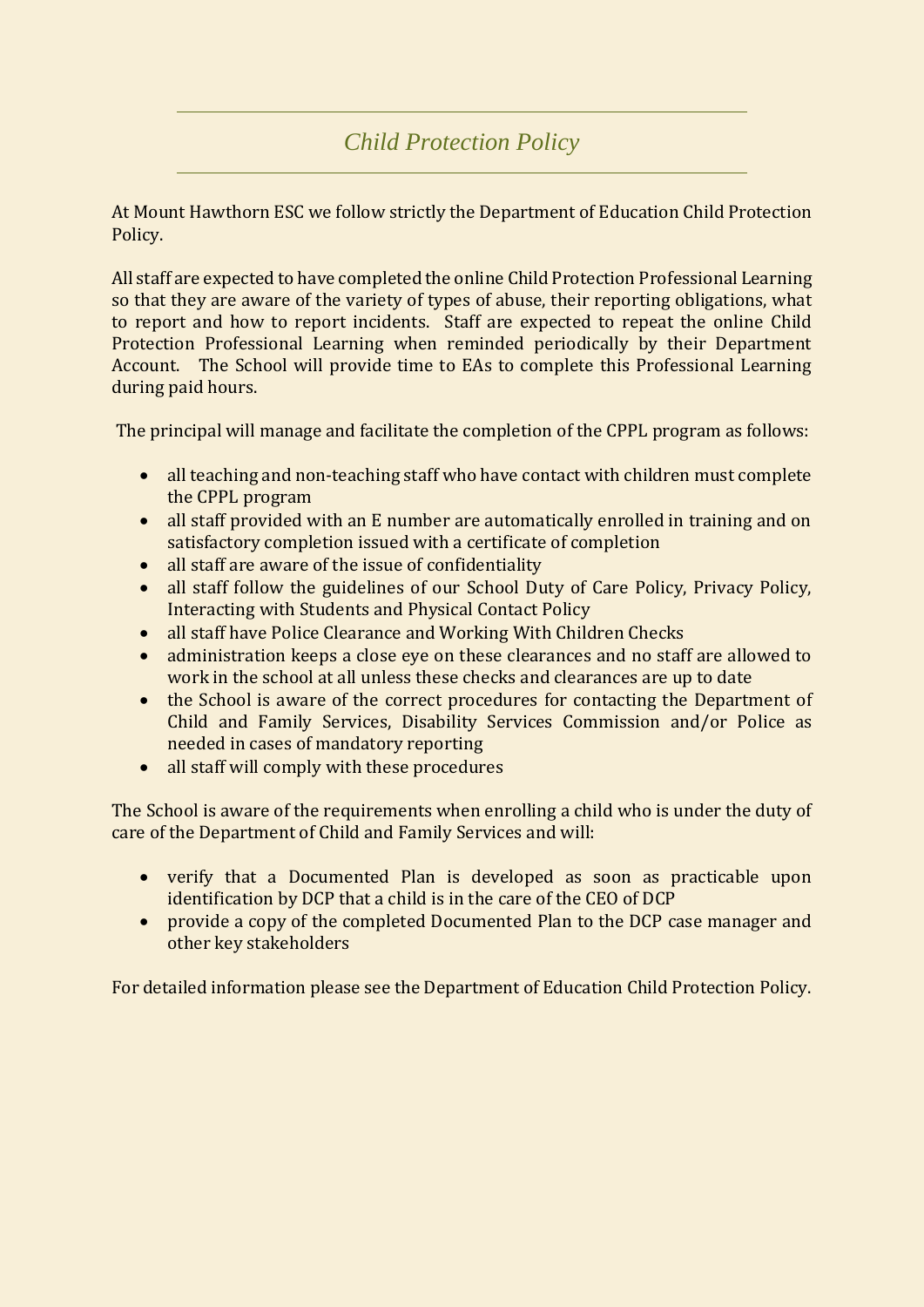# *Child Protection Policy*

At Mount Hawthorn ESC we follow strictly the Department of Education Child Protection Policy.

All staff are expected to have completed the online Child Protection Professional Learning so that they are aware of the variety of types of abuse, their reporting obligations, what to report and how to report incidents. Staff are expected to repeat the online Child Protection Professional Learning when reminded periodically by their Department Account. The School will provide time to EAs to complete this Professional Learning during paid hours.

The principal will manage and facilitate the completion of the CPPL program as follows:

- all teaching and non-teaching staff who have contact with children must complete the CPPL program
- all staff provided with an E number are automatically enrolled in training and on satisfactory completion issued with a certificate of completion
- all staff are aware of the issue of confidentiality
- all staff follow the guidelines of our School Duty of Care Policy, Privacy Policy, Interacting with Students and Physical Contact Policy
- all staff have Police Clearance and Working With Children Checks
- administration keeps a close eye on these clearances and no staff are allowed to work in the school at all unless these checks and clearances are up to date
- the School is aware of the correct procedures for contacting the Department of Child and Family Services, Disability Services Commission and/or Police as needed in cases of mandatory reporting
- all staff will comply with these procedures

The School is aware of the requirements when enrolling a child who is under the duty of care of the Department of Child and Family Services and will:

- verify that a Documented Plan is developed as soon as practicable upon identification by DCP that a child is in the care of the CEO of DCP
- provide a copy of the completed Documented Plan to the DCP case manager and other key stakeholders

For detailed information please see the Department of Education Child Protection Policy.